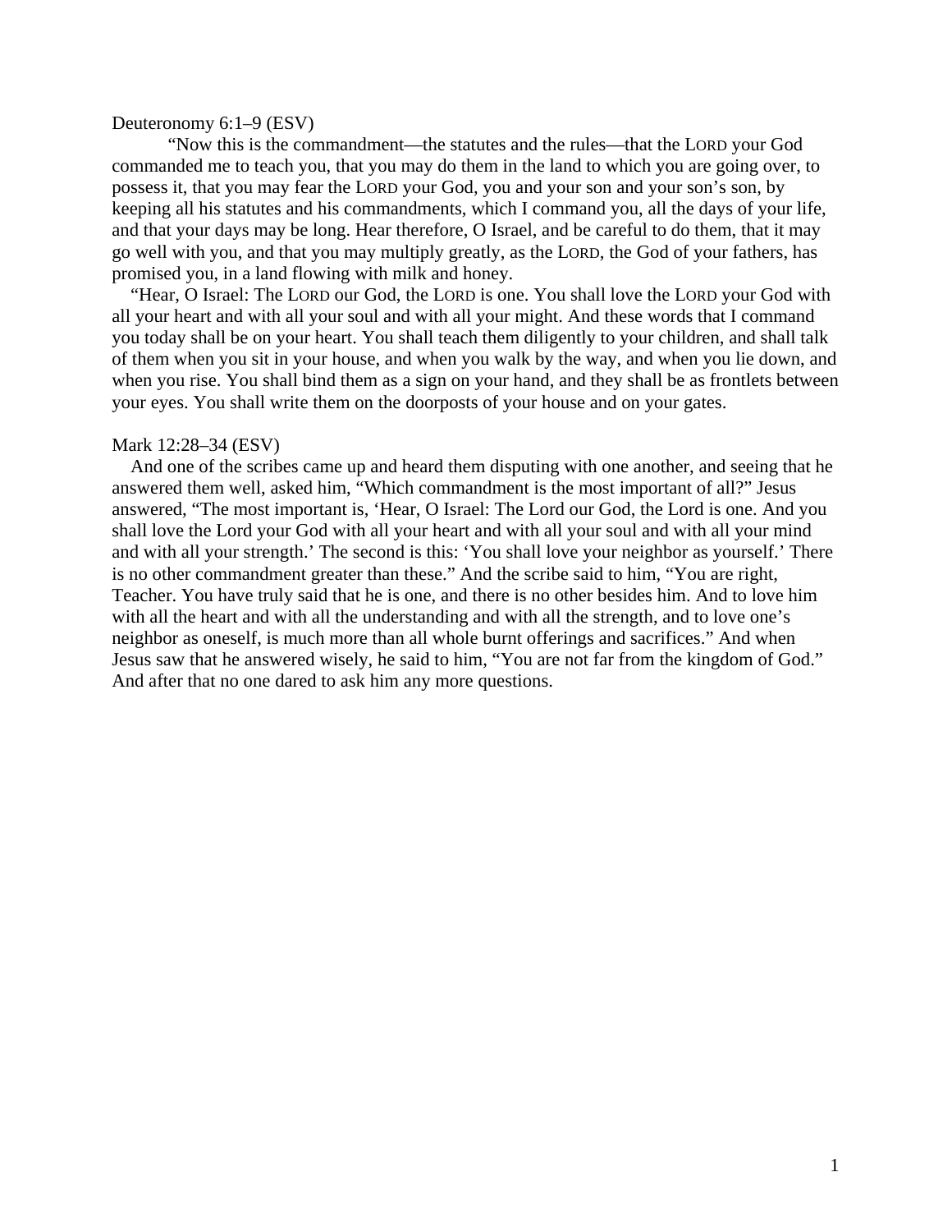Deuteronomy 6:1–9 (ESV)

"Now this is the commandment—the statutes and the rules—that the LORD your God commanded me to teach you, that you may do them in the land to which you are going over, to possess it, that you may fear the LORD your God, you and your son and your son's son, by keeping all his statutes and his commandments, which I command you, all the days of your life, and that your days may be long. Hear therefore, O Israel, and be careful to do them, that it may go well with you, and that you may multiply greatly, as the LORD, the God of your fathers, has promised you, in a land flowing with milk and honey.

"Hear, O Israel: The LORD our God, the LORD is one. You shall love the LORD your God with all your heart and with all your soul and with all your might. And these words that I command you today shall be on your heart. You shall teach them diligently to your children, and shall talk of them when you sit in your house, and when you walk by the way, and when you lie down, and when you rise. You shall bind them as a sign on your hand, and they shall be as frontlets between your eyes. You shall write them on the doorposts of your house and on your gates.

Mark 12:28–34 (ESV)

And one of the scribes came up and heard them disputing with one another, and seeing that he answered them well, asked him, "Which commandment is the most important of all?" Jesus answered, "The most important is, 'Hear, O Israel: The Lord our God, the Lord is one. And you shall love the Lord your God with all your heart and with all your soul and with all your mind and with all your strength.' The second is this: 'You shall love your neighbor as yourself.' There is no other commandment greater than these." And the scribe said to him, "You are right, Teacher. You have truly said that he is one, and there is no other besides him. And to love him with all the heart and with all the understanding and with all the strength, and to love one's neighbor as oneself, is much more than all whole burnt offerings and sacrifices." And when Jesus saw that he answered wisely, he said to him, "You are not far from the kingdom of God." And after that no one dared to ask him any more questions.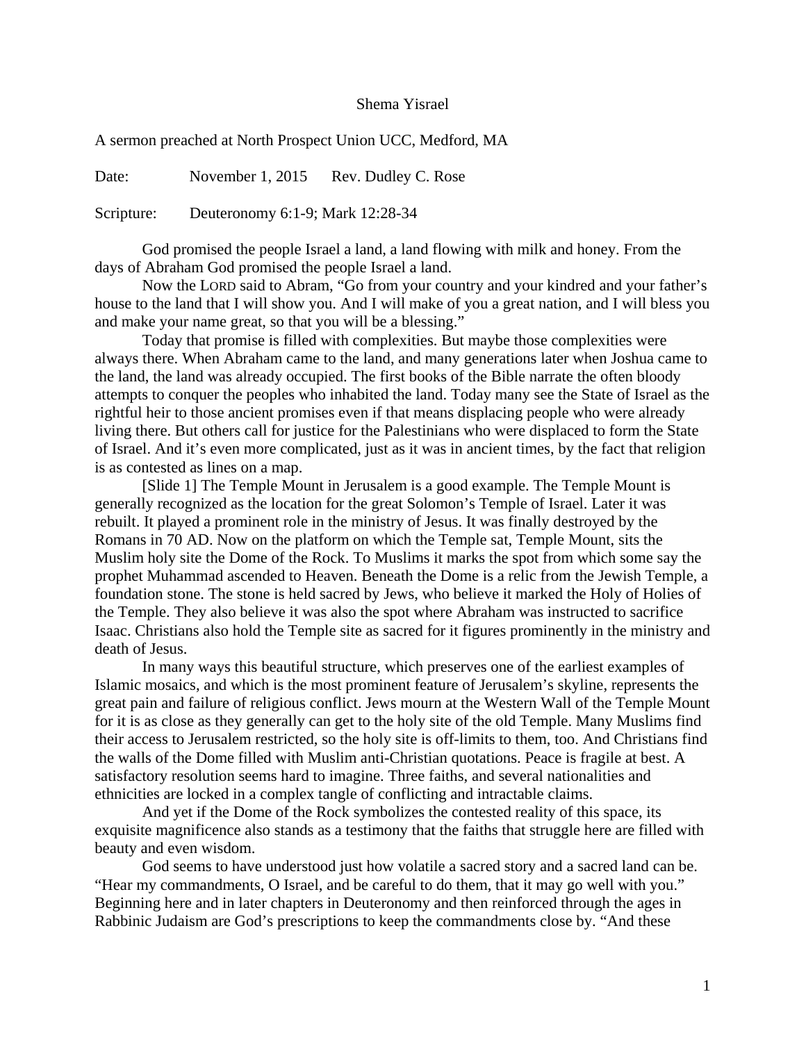Shema Yisrael

A sermon preached at North Prospect Union UCC, Medford, MA

Date: November 1, 2015 Rev. Dudley C. Rose

Scripture: Deuteronomy 6:1-9; Mark 12:28-34

God promised the people Israel a land, a land flowing with milk and honey. From the days of Abraham God promised the people Israel a land.

Now the LORD said to Abram, "Go from your country and your kindred and your father's house to the land that I will show you. And I will make of you a great nation, and I will bless you and make your name great, so that you will be a blessing."

Today that promise is filled with complexities. But maybe those complexities were always there. When Abraham came to the land, and many generations later when Joshua came to the land, the land was already occupied. The first books of the Bible narrate the often bloody attempts to conquer the peoples who inhabited the land. Today many see the State of Israel as the rightful heir to those ancient promises even if that means displacing people who were already living there. But others call for justice for the Palestinians who were displaced to form the State of Israel. And it's even more complicated, just as it was in ancient times, by the fact that religion is as contested as lines on a map.

[Slide 1] The Temple Mount in Jerusalem is a good example. The Temple Mount is generally recognized as the location for the great Solomon's Temple of Israel. Later it was rebuilt. It played a prominent role in the ministry of Jesus. It was finally destroyed by the Romans in 70 AD. Now on the platform on which the Temple sat, Temple Mount, sits the Muslim holy site the Dome of the Rock. To Muslims it marks the spot from which some say the prophet Muhammad ascended to Heaven. Beneath the Dome is a relic from the Jewish Temple, a foundation stone. The stone is held sacred by Jews, who believe it marked the Holy of Holies of the Temple. They also believe it was also the spot where Abraham was instructed to sacrifice Isaac. Christians also hold the Temple site as sacred for it figures prominently in the ministry and death of Jesus.

In many ways this beautiful structure, which preserves one of the earliest examples of Islamic mosaics, and which is the most prominent feature of Jerusalem's skyline, represents the great pain and failure of religious conflict. Jews mourn at the Western Wall of the Temple Mount for it is as close as they generally can get to the holy site of the old Temple. Many Muslims find their access to Jerusalem restricted, so the holy site is off-limits to them, too. And Christians find the walls of the Dome filled with Muslim anti-Christian quotations. Peace is fragile at best. A satisfactory resolution seems hard to imagine. Three faiths, and several nationalities and ethnicities are locked in a complex tangle of conflicting and intractable claims.

And yet if the Dome of the Rock symbolizes the contested reality of this space, its exquisite magnificence also stands as a testimony that the faiths that struggle here are filled with beauty and even wisdom.

God seems to have understood just how volatile a sacred story and a sacred land can be. "Hear my commandments, O Israel, and be careful to do them, that it may go well with you." Beginning here and in later chapters in Deuteronomy and then reinforced through the ages in Rabbinic Judaism are God's prescriptions to keep the commandments close by. "And these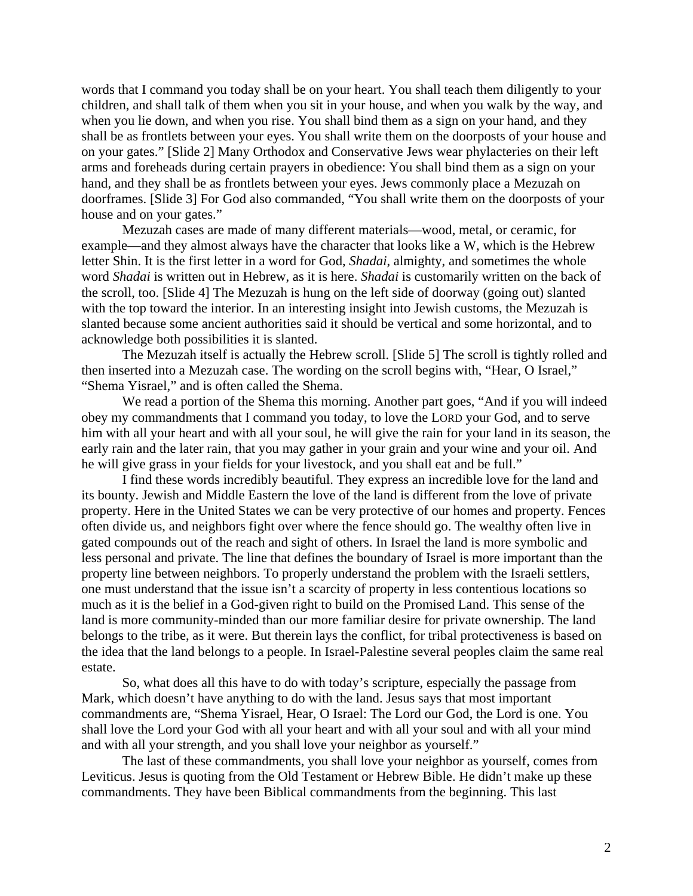words that I command you today shall be on your heart. You shall teach them diligently to your children, and shall talk of them when you sit in your house, and when you walk by the way, and when you lie down, and when you rise. You shall bind them as a sign on your hand, and they shall be as frontlets between your eyes. You shall write them on the doorposts of your house and on your gates." [Slide 2] Many Orthodox and Conservative Jews wear phylacteries on their left arms and foreheads during certain prayers in obedience: You shall bind them as a sign on your hand, and they shall be as frontlets between your eyes. Jews commonly place a Mezuzah on doorframes. [Slide 3] For God also commanded, "You shall write them on the doorposts of your house and on your gates."

Mezuzah cases are made of many different materials—wood, metal, or ceramic, for example—and they almost always have the character that looks like a W, which is the Hebrew letter Shin. It is the first letter in a word for God, *Shadai*, almighty, and sometimes the whole word *Shadai* is written out in Hebrew, as it is here. *Shadai* is customarily written on the back of the scroll, too. [Slide 4] The Mezuzah is hung on the left side of doorway (going out) slanted with the top toward the interior. In an interesting insight into Jewish customs, the Mezuzah is slanted because some ancient authorities said it should be vertical and some horizontal, and to acknowledge both possibilities it is slanted.

The Mezuzah itself is actually the Hebrew scroll. [Slide 5] The scroll is tightly rolled and then inserted into a Mezuzah case. The wording on the scroll begins with, "Hear, O Israel," "Shema Yisrael," and is often called the Shema.

We read a portion of the Shema this morning. Another part goes, "And if you will indeed obey my commandments that I command you today, to love the LORD your God, and to serve him with all your heart and with all your soul, he will give the rain for your land in its season, the early rain and the later rain, that you may gather in your grain and your wine and your oil. And he will give grass in your fields for your livestock, and you shall eat and be full."

I find these words incredibly beautiful. They express an incredible love for the land and its bounty. Jewish and Middle Eastern the love of the land is different from the love of private property. Here in the United States we can be very protective of our homes and property. Fences often divide us, and neighbors fight over where the fence should go. The wealthy often live in gated compounds out of the reach and sight of others. In Israel the land is more symbolic and less personal and private. The line that defines the boundary of Israel is more important than the property line between neighbors. To properly understand the problem with the Israeli settlers, one must understand that the issue isn't a scarcity of property in less contentious locations so much as it is the belief in a God-given right to build on the Promised Land. This sense of the land is more community-minded than our more familiar desire for private ownership. The land belongs to the tribe, as it were. But therein lays the conflict, for tribal protectiveness is based on the idea that the land belongs to a people. In Israel-Palestine several peoples claim the same real estate.

So, what does all this have to do with today's scripture, especially the passage from Mark, which doesn't have anything to do with the land. Jesus says that most important commandments are, "Shema Yisrael, Hear, O Israel: The Lord our God, the Lord is one. You shall love the Lord your God with all your heart and with all your soul and with all your mind and with all your strength, and you shall love your neighbor as yourself."

The last of these commandments, you shall love your neighbor as yourself, comes from Leviticus. Jesus is quoting from the Old Testament or Hebrew Bible. He didn't make up these commandments. They have been Biblical commandments from the beginning. This last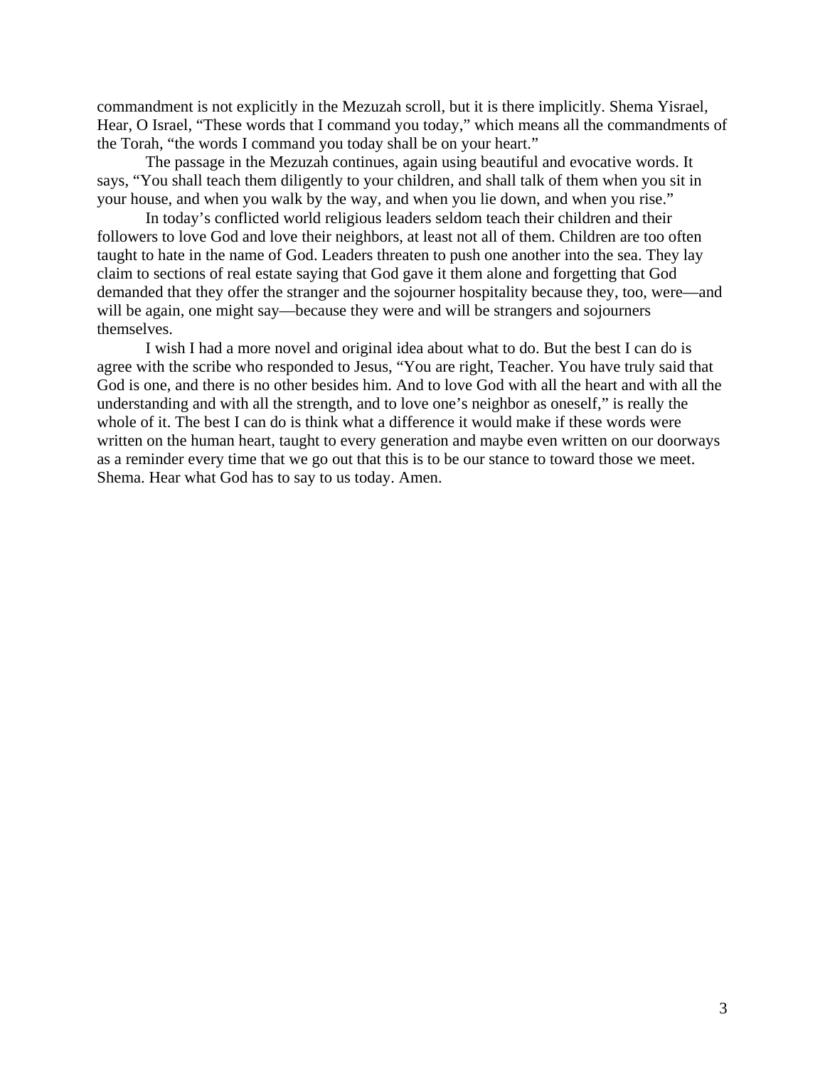commandment is not explicitly in the Mezuzah scroll, but it is there implicitly. Shema Yisrael, Hear, O Israel, "These words that I command you today," which means all the commandments of the Torah, "the words I command you today shall be on your heart."

The passage in the Mezuzah continues, again using beautiful and evocative words. It says, "You shall teach them diligently to your children, and shall talk of them when you sit in your house, and when you walk by the way, and when you lie down, and when you rise."

In today's conflicted world religious leaders seldom teach their children and their followers to love God and love their neighbors, at least not all of them. Children are too often taught to hate in the name of God. Leaders threaten to push one another into the sea. They lay claim to sections of real estate saying that God gave it them alone and forgetting that God demanded that they offer the stranger and the sojourner hospitality because they, too, were—and will be again, one might say—because they were and will be strangers and sojourners themselves.

I wish I had a more novel and original idea about what to do. But the best I can do is agree with the scribe who responded to Jesus, "You are right, Teacher. You have truly said that God is one, and there is no other besides him. And to love God with all the heart and with all the understanding and with all the strength, and to love one's neighbor as oneself," is really the whole of it. The best I can do is think what a difference it would make if these words were written on the human heart, taught to every generation and maybe even written on our doorways as a reminder every time that we go out that this is to be our stance to toward those we meet. Shema. Hear what God has to say to us today. Amen.